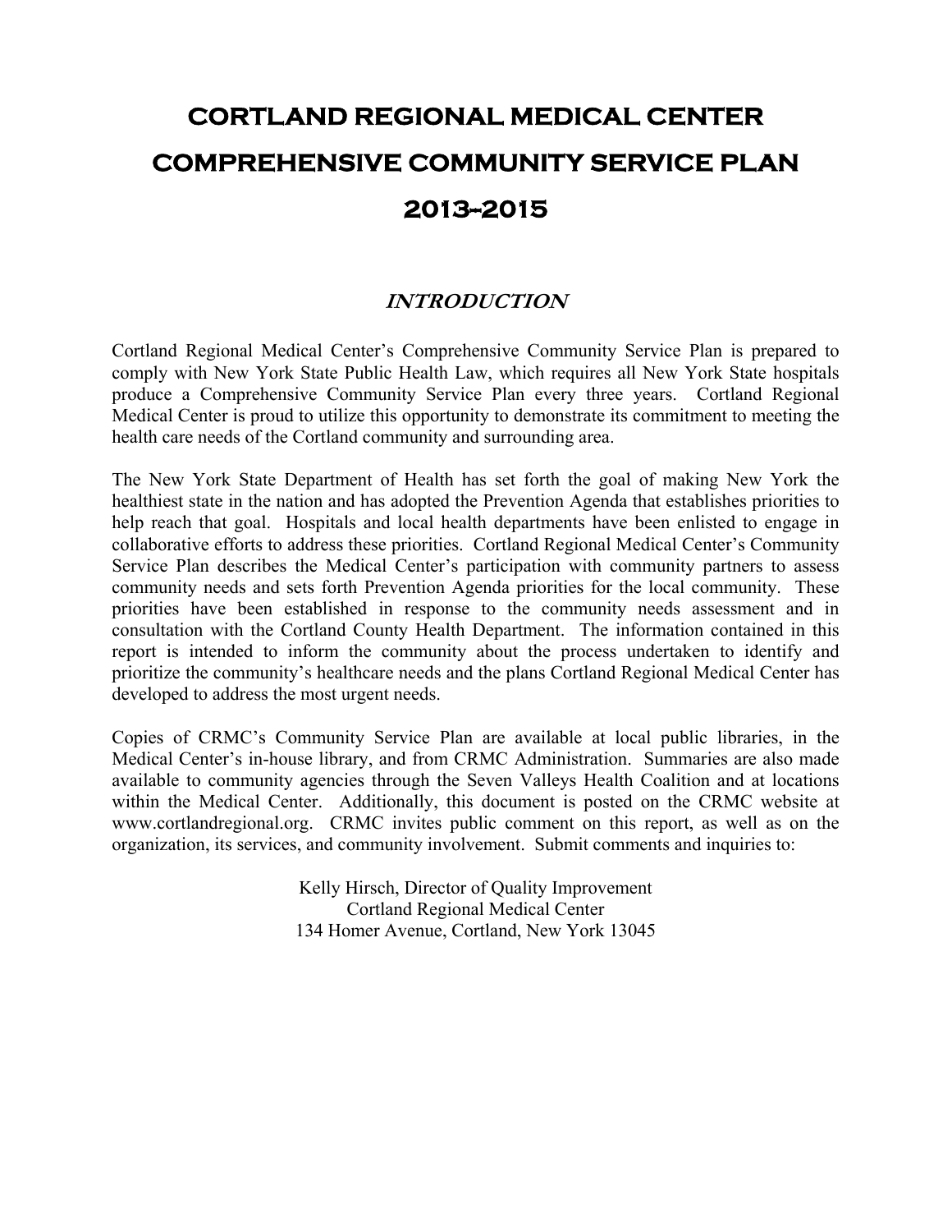# CORTLAND REGIONAL MEDICAL CENTER

# COMPREHENSIVE COMMUNITY SERVICE PLAN

# 2013-2015

## *INTRODUCTION*

Cortland Regional Medical Center's Comprehensive Community Service Plan is prepared to comply with New York State Public Health Law, which requires all New York State hospitals produce a Comprehensive Community Service Plan every three years. Cortland Regional Medical Center is proud to utilize this opportunity to demonstrate its commitment to meeting the health care needs of the Cortland community and surrounding area.

The New York State Department of Health has set forth the goal of making New York the healthiest state in the nation and has adopted the Prevention Agenda that establishes priorities to help reach that goal. Hospitals and local health departments have been enlisted to engage in collaborative efforts to address these priorities. Cortland Regional Medical Center's Community Service Plan describes the Medical Center's participation with community partners to assess community needs and sets forth Prevention Agenda priorities for the local community. These priorities have been established in response to the community needs assessment and in consultation with the Cortland County Health Department. The information contained in this report is intended to inform the community about the process undertaken to identify and prioritize the community's healthcare needs and the plans Cortland Regional Medical Center has developed to address the most urgent needs.

Copies of CRMC's Community Service Plan are available at local public libraries, in the Medical Center's in-house library, and from CRMC Administration. Summaries are also made available to community agencies through the Seven Valleys Health Coalition and at locations within the Medical Center. Additionally, this document is posted on the CRMC website at www.cortlandregional.org. CRMC invites public comment on this report, as well as on the organization, its services, and community involvement. Submit comments and inquiries to:

Kelly Hirsch, Director of Quality Improvement
Cortland Regional Medical Center
134 Homer Avenue, Cortland, New York 13045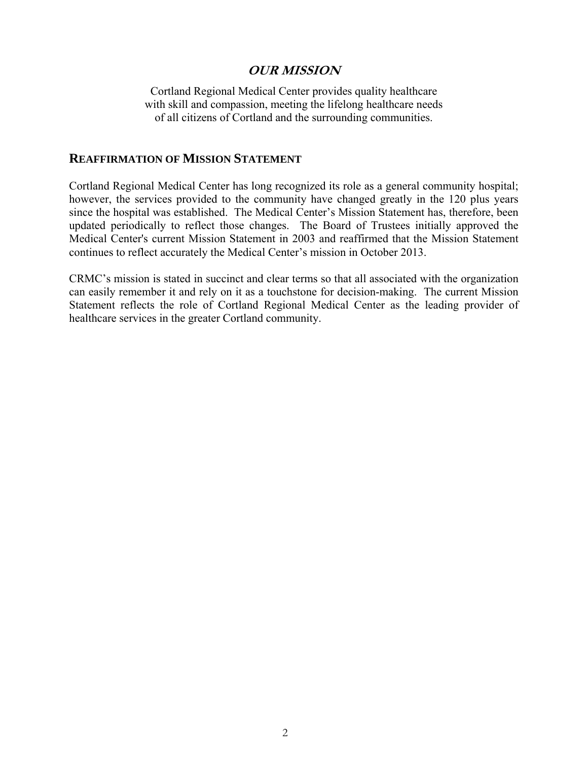## *OUR MISSION*

Cortland Regional Medical Center provides quality healthcare with skill and compassion, meeting the lifelong healthcare needs of all citizens of Cortland and the surrounding communities.

## REAFFIRMATION OF MISSION STATEMENT

Cortland Regional Medical Center has long recognized its role as a general community hospital; however, the services provided to the community have changed greatly in the 120 plus years since the hospital was established. The Medical Center's Mission Statement has, therefore, been updated periodically to reflect those changes. The Board of Trustees initially approved the Medical Center's current Mission Statement in 2003 and reaffirmed that the Mission Statement continues to reflect accurately the Medical Center's mission in October 2013.

CRMC's mission is stated in succinct and clear terms so that all associated with the organization can easily remember it and rely on it as a touchstone for decision-making. The current Mission Statement reflects the role of Cortland Regional Medical Center as the leading provider of healthcare services in the greater Cortland community.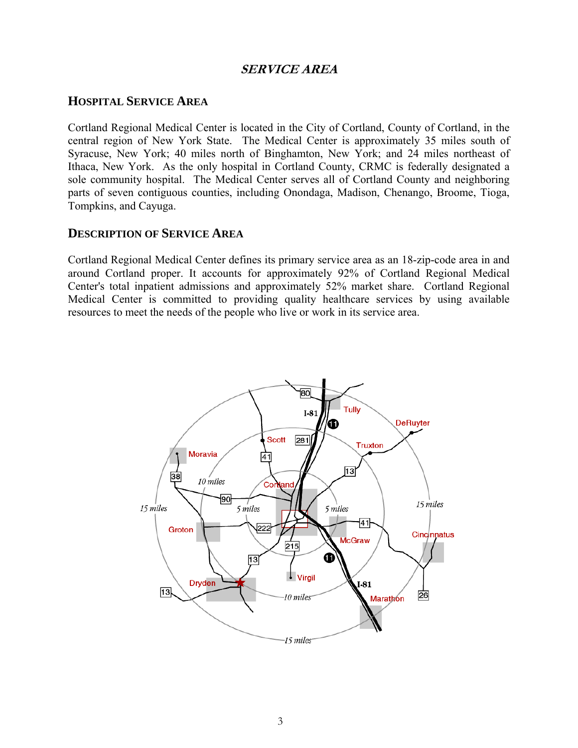# *SERVICE AREA*

## HOSPITAL SERVICE AREA

Cortland Regional Medical Center is located in the City of Cortland, County of Cortland, in the central region of New York State. The Medical Center is approximately 35 miles south of Syracuse, New York; 40 miles north of Binghamton, New York; and 24 miles northeast of Ithaca, New York. As the only hospital in Cortland County, CRMC is federally designated a sole community hospital. The Medical Center serves all of Cortland County and neighboring parts of seven contiguous counties, including Onondaga, Madison, Chenango, Broome, Tioga, Tompkins, and Cayuga.

## DESCRIPTION OF SERVICE AREA

Cortland Regional Medical Center defines its primary service area as an 18-zip-code area in and around Cortland proper. It accounts for approximately 92% of Cortland Regional Medical Center's total inpatient admissions and approximately 52% market share. Cortland Regional Medical Center is committed to providing quality healthcare services by using available resources to meet the needs of the people who live or work in its service area.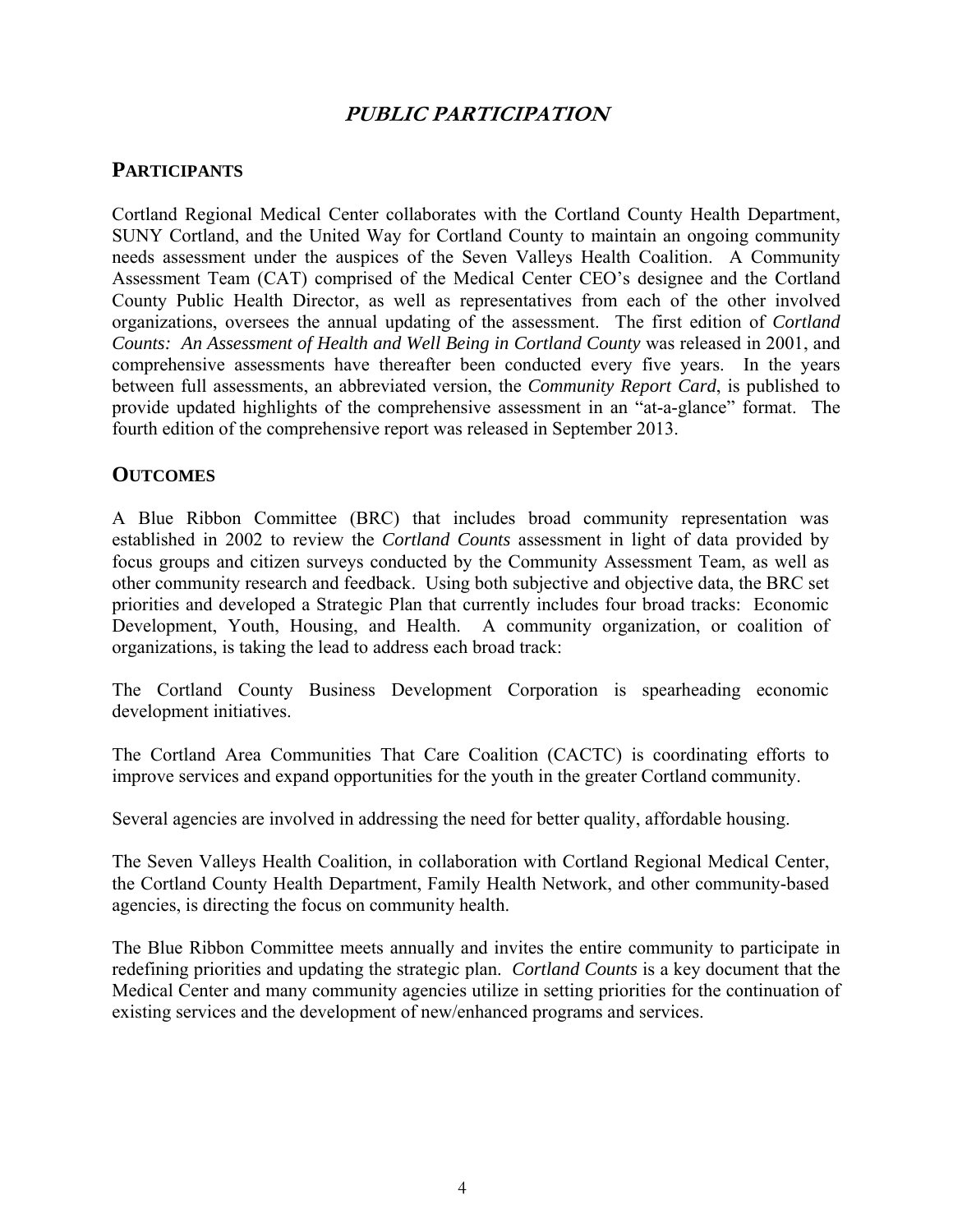# *PUBLIC PARTICIPATION*

## PARTICIPANTS

Cortland Regional Medical Center collaborates with the Cortland County Health Department, SUNY Cortland, and the United Way for Cortland County to maintain an ongoing community needs assessment under the auspices of the Seven Valleys Health Coalition. A Community Assessment Team (CAT) comprised of the Medical Center CEO's designee and the Cortland County Public Health Director, as well as representatives from each of the other involved organizations, oversees the annual updating of the assessment. The first edition of *Cortland Counts: An Assessment of Health and Well Being in Cortland County* was released in 2001, and comprehensive assessments have thereafter been conducted every five years. In the years between full assessments, an abbreviated version, the *Community Report Card*, is published to provide updated highlights of the comprehensive assessment in an "at-a-glance" format. The fourth edition of the comprehensive report was released in September 2013.

## OUTCOMES

A Blue Ribbon Committee (BRC) that includes broad community representation was established in 2002 to review the *Cortland Counts* assessment in light of data provided by focus groups and citizen surveys conducted by the Community Assessment Team, as well as other community research and feedback. Using both subjective and objective data, the BRC set priorities and developed a Strategic Plan that currently includes four broad tracks: Economic Development, Youth, Housing, and Health. A community organization, or coalition of organizations, is taking the lead to address each broad track:

The Cortland County Business Development Corporation is spearheading economic development initiatives.

The Cortland Area Communities That Care Coalition (CACTC) is coordinating efforts to improve services and expand opportunities for the youth in the greater Cortland community.

Several agencies are involved in addressing the need for better quality, affordable housing.

The Seven Valleys Health Coalition, in collaboration with Cortland Regional Medical Center, the Cortland County Health Department, Family Health Network, and other community-based agencies, is directing the focus on community health.

The Blue Ribbon Committee meets annually and invites the entire community to participate in redefining priorities and updating the strategic plan. *Cortland Counts* is a key document that the Medical Center and many community agencies utilize in setting priorities for the continuation of existing services and the development of new/enhanced programs and services.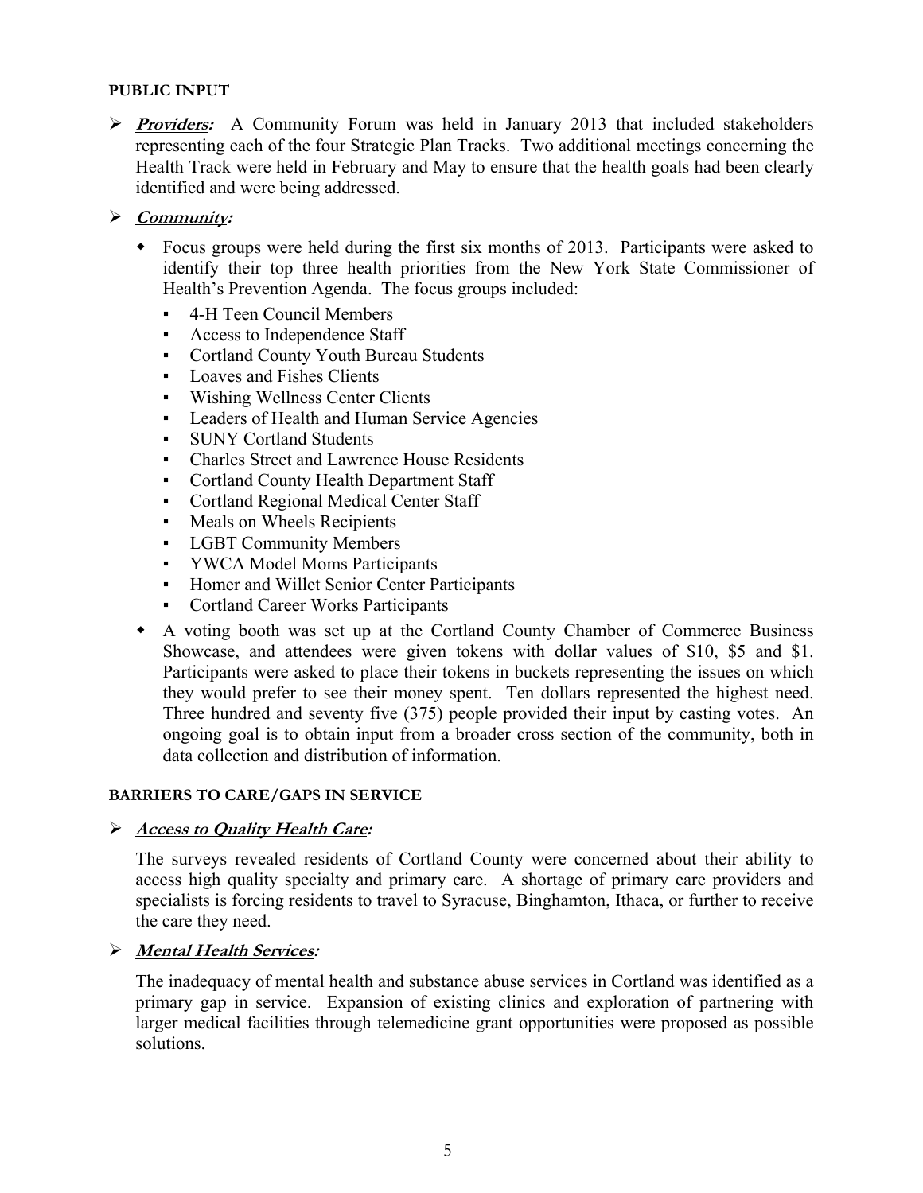## PUBLIC INPUT

- ***Providers:*** A Community Forum was held in January 2013 that included stakeholders representing each of the four Strategic Plan Tracks. Two additional meetings concerning the Health Track were held in February and May to ensure that the health goals had been clearly identified and were being addressed.

- ***Community:***
  - Focus groups were held during the first six months of 2013. Participants were asked to identify their top three health priorities from the New York State Commissioner of Health's Prevention Agenda. The focus groups included:
    - 4-H Teen Council Members
    - Access to Independence Staff
    - Cortland County Youth Bureau Students
    - Loaves and Fishes Clients
    - Wishing Wellness Center Clients
    - Leaders of Health and Human Service Agencies
    - SUNY Cortland Students
    - Charles Street and Lawrence House Residents
    - Cortland County Health Department Staff
    - Cortland Regional Medical Center Staff
    - Meals on Wheels Recipients
    - LGBT Community Members
    - YWCA Model Moms Participants
    - Homer and Willet Senior Center Participants
    - Cortland Career Works Participants
  - A voting booth was set up at the Cortland County Chamber of Commerce Business Showcase, and attendees were given tokens with dollar values of $10, $5 and $1. Participants were asked to place their tokens in buckets representing the issues on which they would prefer to see their money spent. Ten dollars represented the highest need. Three hundred and seventy five (375) people provided their input by casting votes. An ongoing goal is to obtain input from a broader cross section of the community, both in data collection and distribution of information.

## BARRIERS TO CARE/GAPS IN SERVICE

- ***Access to Quality Health Care:***

  The surveys revealed residents of Cortland County were concerned about their ability to access high quality specialty and primary care. A shortage of primary care providers and specialists is forcing residents to travel to Syracuse, Binghamton, Ithaca, or further to receive the care they need.

- ***Mental Health Services:***

  The inadequacy of mental health and substance abuse services in Cortland was identified as a primary gap in service. Expansion of existing clinics and exploration of partnering with larger medical facilities through telemedicine grant opportunities were proposed as possible solutions.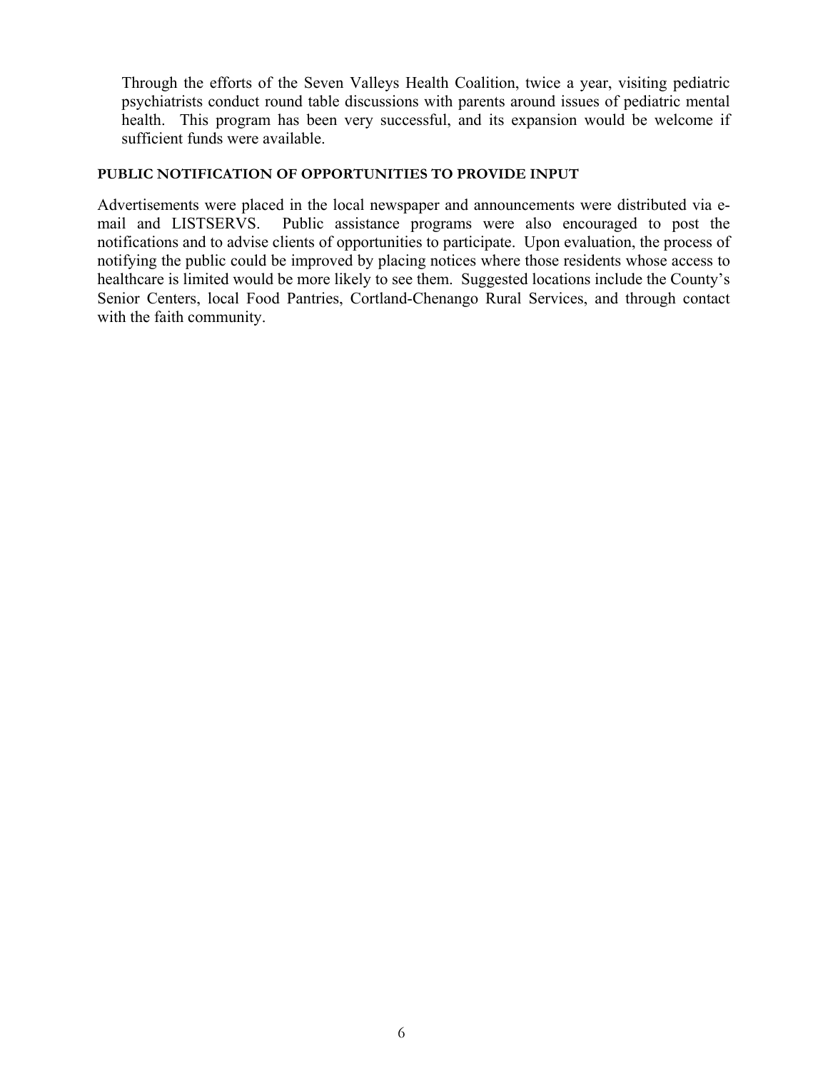Through the efforts of the Seven Valleys Health Coalition, twice a year, visiting pediatric psychiatrists conduct round table discussions with parents around issues of pediatric mental health. This program has been very successful, and its expansion would be welcome if sufficient funds were available.

#### PUBLIC NOTIFICATION OF OPPORTUNITIES TO PROVIDE INPUT

Advertisements were placed in the local newspaper and announcements were distributed via e-mail and LISTSERVS. Public assistance programs were also encouraged to post the notifications and to advise clients of opportunities to participate. Upon evaluation, the process of notifying the public could be improved by placing notices where those residents whose access to healthcare is limited would be more likely to see them. Suggested locations include the County's Senior Centers, local Food Pantries, Cortland-Chenango Rural Services, and through contact with the faith community.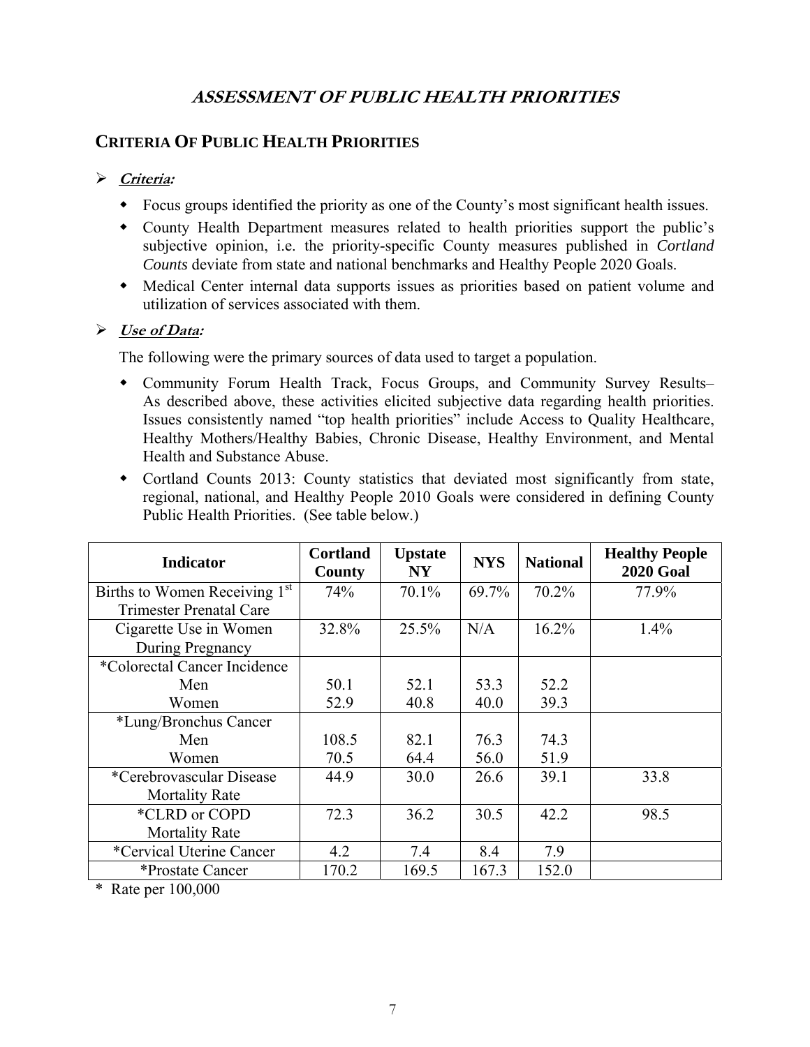# *ASSESSMENT OF PUBLIC HEALTH PRIORITIES*

## CRITERIA OF PUBLIC HEALTH PRIORITIES

- ***Criteria:***
  - Focus groups identified the priority as one of the County's most significant health issues.
  - County Health Department measures related to health priorities support the public's subjective opinion, i.e. the priority-specific County measures published in *Cortland Counts* deviate from state and national benchmarks and Healthy People 2020 Goals.
  - Medical Center internal data supports issues as priorities based on patient volume and utilization of services associated with them.

- ***Use of Data:***

  The following were the primary sources of data used to target a population.

  - Community Forum Health Track, Focus Groups, and Community Survey Results– As described above, these activities elicited subjective data regarding health priorities. Issues consistently named "top health priorities" include Access to Quality Healthcare, Healthy Mothers/Healthy Babies, Chronic Disease, Healthy Environment, and Mental Health and Substance Abuse.
  - Cortland Counts 2013: County statistics that deviated most significantly from state, regional, national, and Healthy People 2010 Goals were considered in defining County Public Health Priorities. (See table below.)

| Indicator | Cortland County | Upstate NY | NYS | National | Healthy People 2020 Goal |
|---|---|---|---|---|---|
| Births to Women Receiving 1st Trimester Prenatal Care | 74% | 70.1% | 69.7% | 70.2% | 77.9% |
| Cigarette Use in Women During Pregnancy | 32.8% | 25.5% | N/A | 16.2% | 1.4% |
| *Colorectal Cancer Incidence | | | | | |
| Men | 50.1 | 52.1 | 53.3 | 52.2 | |
| Women | 52.9 | 40.8 | 40.0 | 39.3 | |
| *Lung/Bronchus Cancer | | | | | |
| Men | 108.5 | 82.1 | 76.3 | 74.3 | |
| Women | 70.5 | 64.4 | 56.0 | 51.9 | |
| *Cerebrovascular Disease Mortality Rate | 44.9 | 30.0 | 26.6 | 39.1 | 33.8 |
| *CLRD or COPD Mortality Rate | 72.3 | 36.2 | 30.5 | 42.2 | 98.5 |
| *Cervical Uterine Cancer | 4.2 | 7.4 | 8.4 | 7.9 | |
| *Prostate Cancer | 170.2 | 169.5 | 167.3 | 152.0 | |

\* Rate per 100,000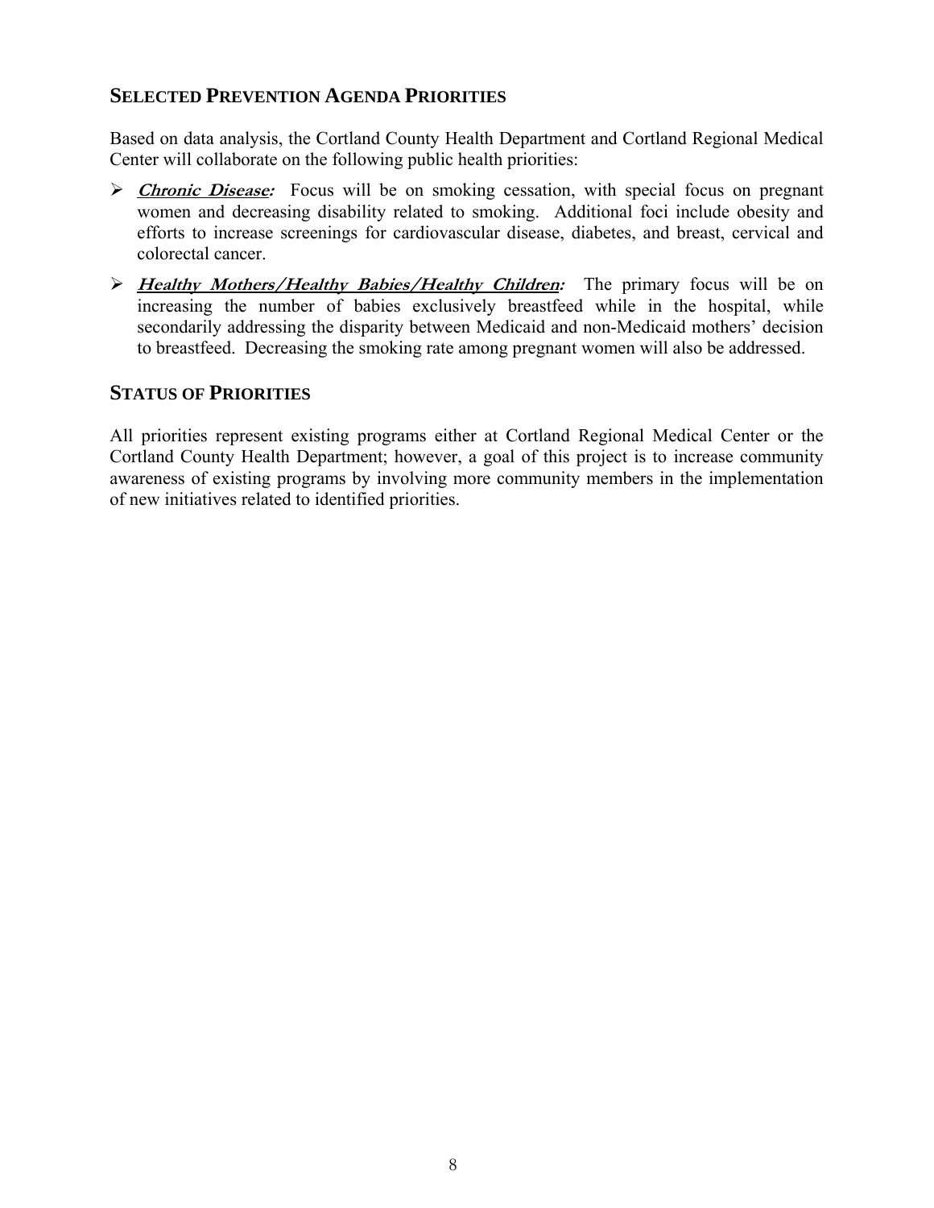## SELECTED PREVENTION AGENDA PRIORITIES

Based on data analysis, the Cortland County Health Department and Cortland Regional Medical Center will collaborate on the following public health priorities:

- ***Chronic Disease:*** Focus will be on smoking cessation, with special focus on pregnant women and decreasing disability related to smoking. Additional foci include obesity and efforts to increase screenings for cardiovascular disease, diabetes, and breast, cervical and colorectal cancer.
- ***Healthy Mothers/Healthy Babies/Healthy Children:*** The primary focus will be on increasing the number of babies exclusively breastfeed while in the hospital, while secondarily addressing the disparity between Medicaid and non-Medicaid mothers' decision to breastfeed. Decreasing the smoking rate among pregnant women will also be addressed.

## STATUS OF PRIORITIES

All priorities represent existing programs either at Cortland Regional Medical Center or the Cortland County Health Department; however, a goal of this project is to increase community awareness of existing programs by involving more community members in the implementation of new initiatives related to identified priorities.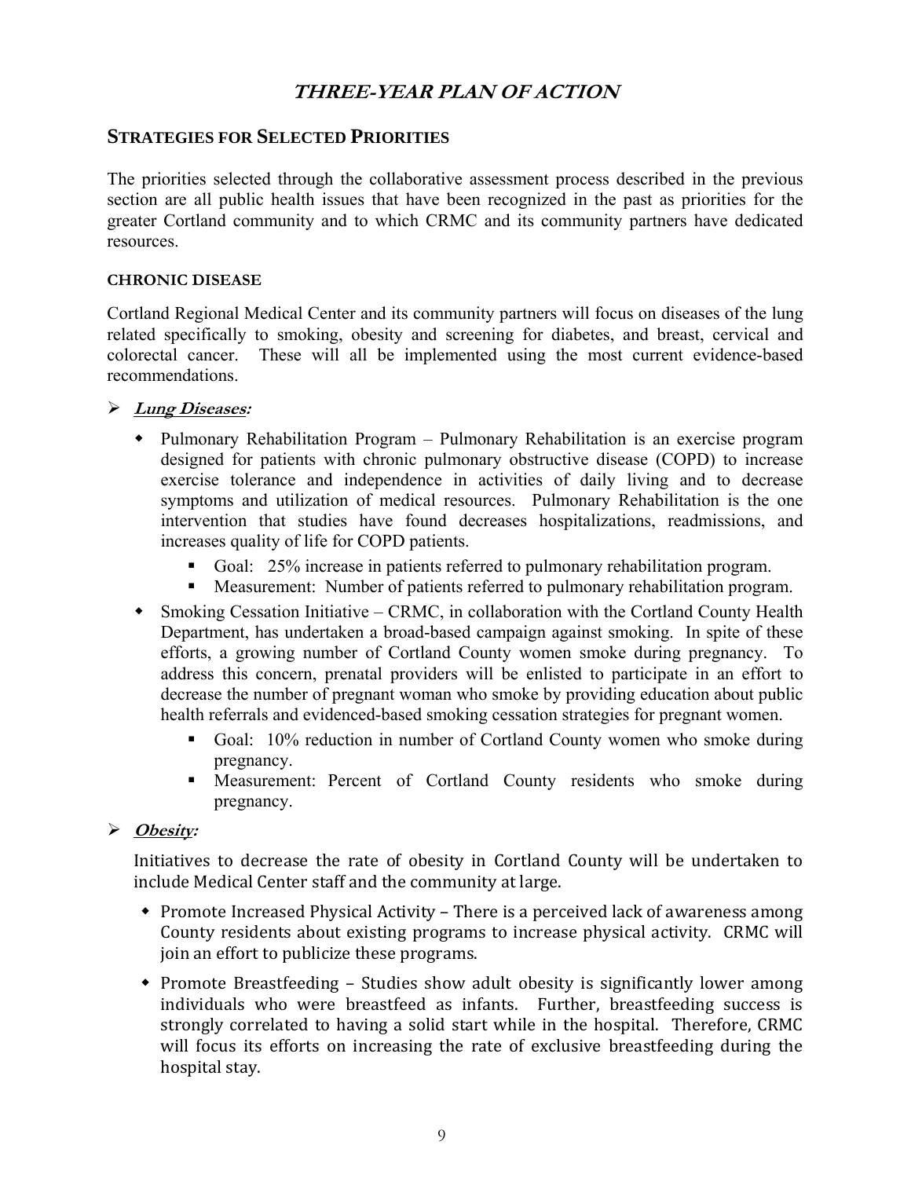# *THREE-YEAR PLAN OF ACTION*

## STRATEGIES FOR SELECTED PRIORITIES

The priorities selected through the collaborative assessment process described in the previous section are all public health issues that have been recognized in the past as priorities for the greater Cortland community and to which CRMC and its community partners have dedicated resources.

### CHRONIC DISEASE

Cortland Regional Medical Center and its community partners will focus on diseases of the lung related specifically to smoking, obesity and screening for diabetes, and breast, cervical and colorectal cancer. These will all be implemented using the most current evidence-based recommendations.

- ***Lung Diseases:***
  - Pulmonary Rehabilitation Program – Pulmonary Rehabilitation is an exercise program designed for patients with chronic pulmonary obstructive disease (COPD) to increase exercise tolerance and independence in activities of daily living and to decrease symptoms and utilization of medical resources. Pulmonary Rehabilitation is the one intervention that studies have found decreases hospitalizations, readmissions, and increases quality of life for COPD patients.
    - Goal: 25% increase in patients referred to pulmonary rehabilitation program.
    - Measurement: Number of patients referred to pulmonary rehabilitation program.
  - Smoking Cessation Initiative – CRMC, in collaboration with the Cortland County Health Department, has undertaken a broad-based campaign against smoking. In spite of these efforts, a growing number of Cortland County women smoke during pregnancy. To address this concern, prenatal providers will be enlisted to participate in an effort to decrease the number of pregnant woman who smoke by providing education about public health referrals and evidenced-based smoking cessation strategies for pregnant women.
    - Goal: 10% reduction in number of Cortland County women who smoke during pregnancy.
    - Measurement: Percent of Cortland County residents who smoke during pregnancy.

- ***Obesity:***

  Initiatives to decrease the rate of obesity in Cortland County will be undertaken to include Medical Center staff and the community at large.

  - Promote Increased Physical Activity – There is a perceived lack of awareness among County residents about existing programs to increase physical activity. CRMC will join an effort to publicize these programs.
  - Promote Breastfeeding – Studies show adult obesity is significantly lower among individuals who were breastfeed as infants. Further, breastfeeding success is strongly correlated to having a solid start while in the hospital. Therefore, CRMC will focus its efforts on increasing the rate of exclusive breastfeeding during the hospital stay.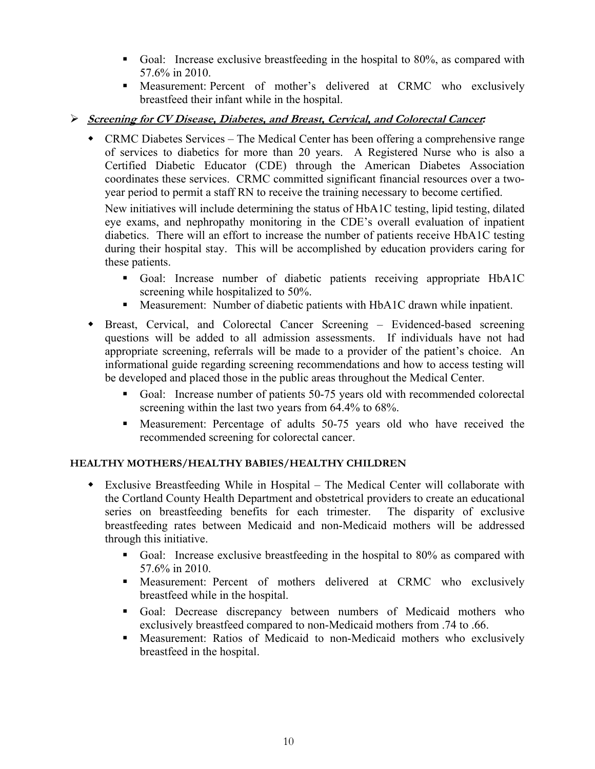- Goal: Increase exclusive breastfeeding in the hospital to 80%, as compared with 57.6% in 2010.
- Measurement: Percent of mother's delivered at CRMC who exclusively breastfeed their infant while in the hospital.

> ***Screening for CV Disease, Diabetes, and Breast, Cervical, and Colorectal Cancer:***

- CRMC Diabetes Services – The Medical Center has been offering a comprehensive range of services to diabetics for more than 20 years. A Registered Nurse who is also a Certified Diabetic Educator (CDE) through the American Diabetes Association coordinates these services. CRMC committed significant financial resources over a two-year period to permit a staff RN to receive the training necessary to become certified.

  New initiatives will include determining the status of HbA1C testing, lipid testing, dilated eye exams, and nephropathy monitoring in the CDE's overall evaluation of inpatient diabetics. There will an effort to increase the number of patients receive HbA1C testing during their hospital stay. This will be accomplished by education providers caring for these patients.

  - Goal: Increase number of diabetic patients receiving appropriate HbA1C screening while hospitalized to 50%.
  - Measurement: Number of diabetic patients with HbA1C drawn while inpatient.

- Breast, Cervical, and Colorectal Cancer Screening – Evidenced-based screening questions will be added to all admission assessments. If individuals have not had appropriate screening, referrals will be made to a provider of the patient's choice. An informational guide regarding screening recommendations and how to access testing will be developed and placed those in the public areas throughout the Medical Center.

  - Goal: Increase number of patients 50-75 years old with recommended colorectal screening within the last two years from 64.4% to 68%.
  - Measurement: Percentage of adults 50-75 years old who have received the recommended screening for colorectal cancer.

#### HEALTHY MOTHERS/HEALTHY BABIES/HEALTHY CHILDREN

- Exclusive Breastfeeding While in Hospital – The Medical Center will collaborate with the Cortland County Health Department and obstetrical providers to create an educational series on breastfeeding benefits for each trimester. The disparity of exclusive breastfeeding rates between Medicaid and non-Medicaid mothers will be addressed through this initiative.

  - Goal: Increase exclusive breastfeeding in the hospital to 80% as compared with 57.6% in 2010.
  - Measurement: Percent of mothers delivered at CRMC who exclusively breastfeed while in the hospital.
  - Goal: Decrease discrepancy between numbers of Medicaid mothers who exclusively breastfeed compared to non-Medicaid mothers from .74 to .66.
  - Measurement: Ratios of Medicaid to non-Medicaid mothers who exclusively breastfeed in the hospital.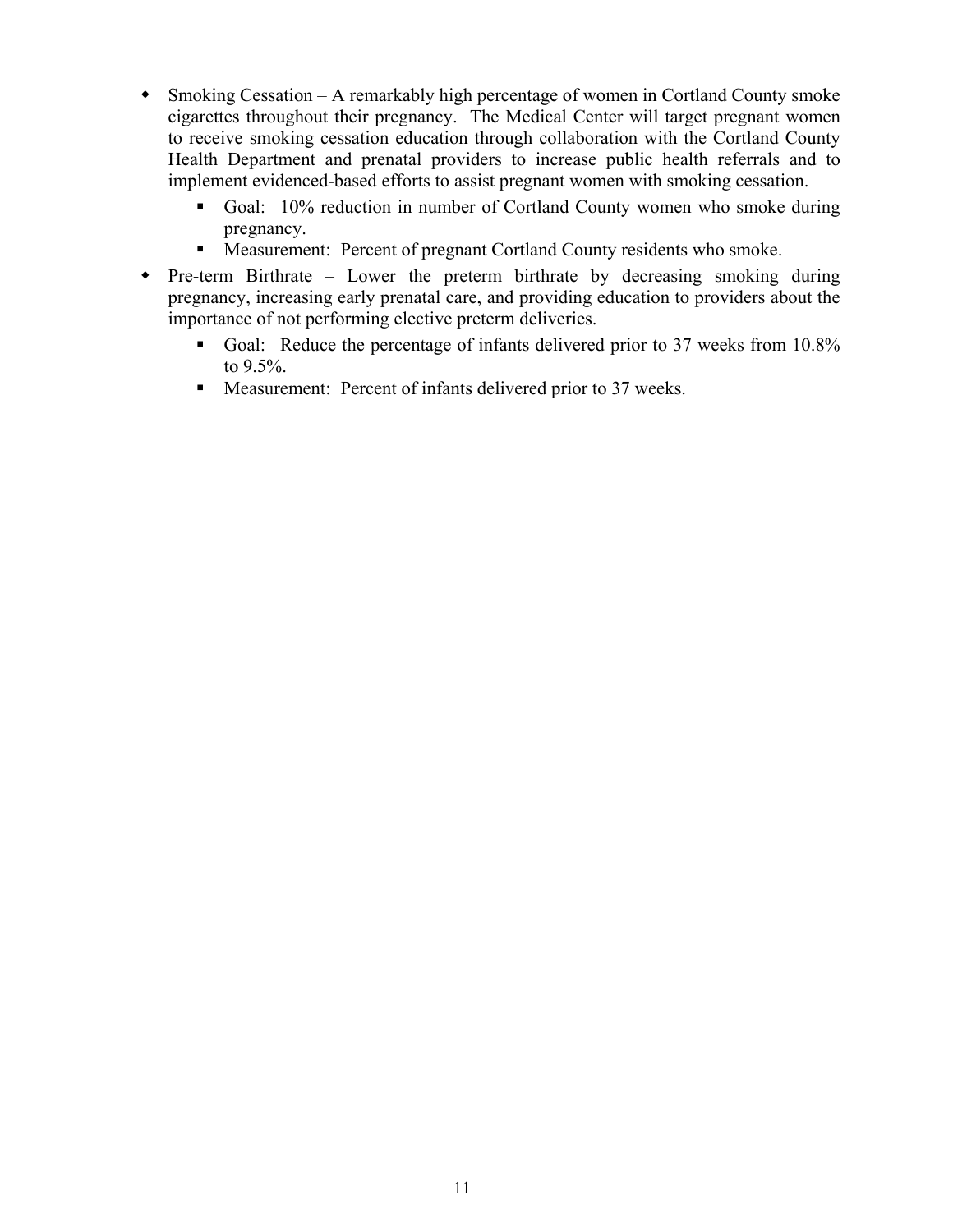- Smoking Cessation – A remarkably high percentage of women in Cortland County smoke cigarettes throughout their pregnancy. The Medical Center will target pregnant women to receive smoking cessation education through collaboration with the Cortland County Health Department and prenatal providers to increase public health referrals and to implement evidenced-based efforts to assist pregnant women with smoking cessation.
  - Goal: 10% reduction in number of Cortland County women who smoke during pregnancy.
  - Measurement: Percent of pregnant Cortland County residents who smoke.
- Pre-term Birthrate – Lower the preterm birthrate by decreasing smoking during pregnancy, increasing early prenatal care, and providing education to providers about the importance of not performing elective preterm deliveries.
  - Goal: Reduce the percentage of infants delivered prior to 37 weeks from 10.8% to 9.5%.
  - Measurement: Percent of infants delivered prior to 37 weeks.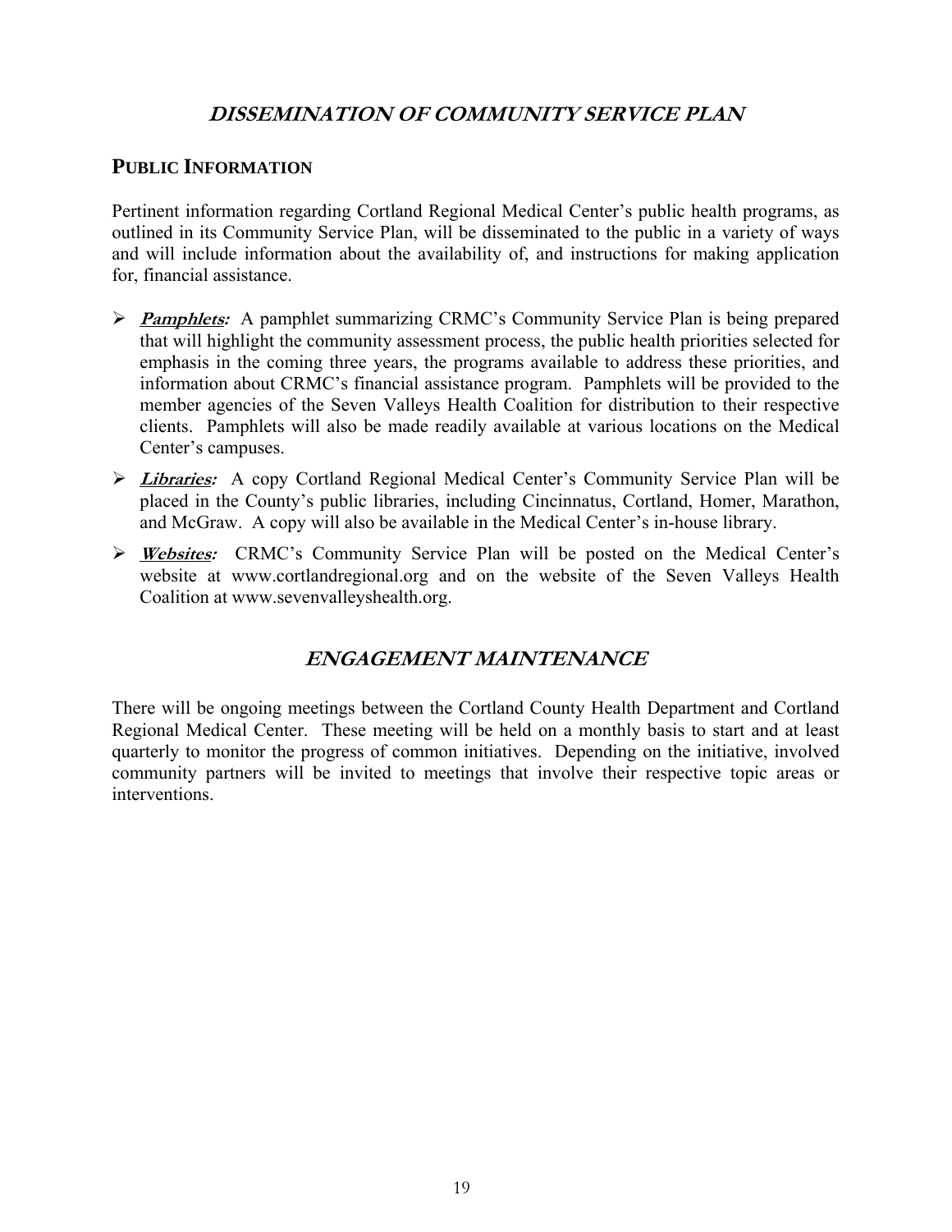# *DISSEMINATION OF COMMUNITY SERVICE PLAN*

## PUBLIC INFORMATION

Pertinent information regarding Cortland Regional Medical Center's public health programs, as outlined in its Community Service Plan, will be disseminated to the public in a variety of ways and will include information about the availability of, and instructions for making application for, financial assistance.

- ***Pamphlets:*** A pamphlet summarizing CRMC's Community Service Plan is being prepared that will highlight the community assessment process, the public health priorities selected for emphasis in the coming three years, the programs available to address these priorities, and information about CRMC's financial assistance program. Pamphlets will be provided to the member agencies of the Seven Valleys Health Coalition for distribution to their respective clients. Pamphlets will also be made readily available at various locations on the Medical Center's campuses.
- ***Libraries:*** A copy Cortland Regional Medical Center's Community Service Plan will be placed in the County's public libraries, including Cincinnatus, Cortland, Homer, Marathon, and McGraw. A copy will also be available in the Medical Center's in-house library.
- ***Websites:*** CRMC's Community Service Plan will be posted on the Medical Center's website at www.cortlandregional.org and on the website of the Seven Valleys Health Coalition at www.sevenvalleyshealth.org.

# *ENGAGEMENT MAINTENANCE*

There will be ongoing meetings between the Cortland County Health Department and Cortland Regional Medical Center. These meeting will be held on a monthly basis to start and at least quarterly to monitor the progress of common initiatives. Depending on the initiative, involved community partners will be invited to meetings that involve their respective topic areas or interventions.